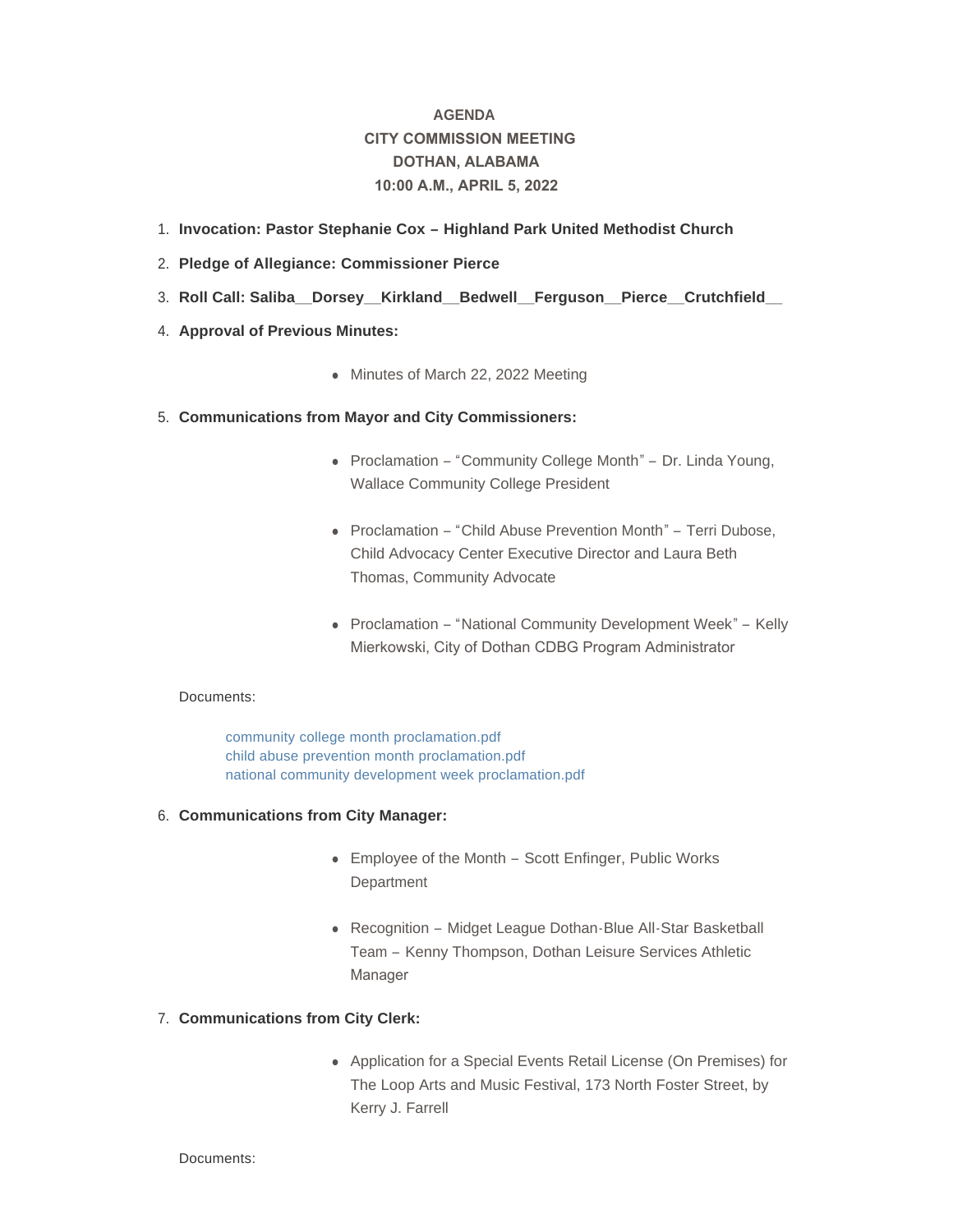# AGENDA
# CITY COMMISSION MEETING
# DOTHAN, ALABAMA
# 10:00 A.M., APRIL 5, 2022

1. **Invocation: Pastor Stephanie Cox – Highland Park United Methodist Church**
2. **Pledge of Allegiance: Commissioner Pierce**
3. **Roll Call: Saliba__Dorsey__Kirkland__Bedwell__Ferguson__Pierce__Crutchfield__**
4. **Approval of Previous Minutes:**
   - Minutes of March 22, 2022 Meeting
5. **Communications from Mayor and City Commissioners:**
   - Proclamation – "Community College Month" – Dr. Linda Young, Wallace Community College President
   - Proclamation – "Child Abuse Prevention Month" – Terri Dubose, Child Advocacy Center Executive Director and Laura Beth Thomas, Community Advocate
   - Proclamation – "National Community Development Week" – Kelly Mierkowski, City of Dothan CDBG Program Administrator

   Documents:

   community college month proclamation.pdf
   child abuse prevention month proclamation.pdf
   national community development week proclamation.pdf

6. **Communications from City Manager:**
   - Employee of the Month – Scott Enfinger, Public Works Department
   - Recognition – Midget League Dothan-Blue All-Star Basketball Team – Kenny Thompson, Dothan Leisure Services Athletic Manager
7. **Communications from City Clerk:**
   - Application for a Special Events Retail License (On Premises) for The Loop Arts and Music Festival, 173 North Foster Street, by Kerry J. Farrell

   Documents: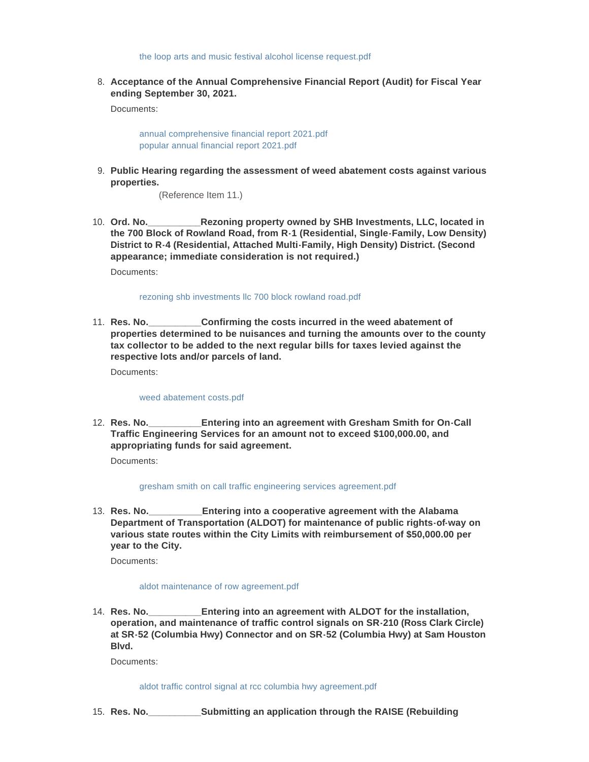the loop arts and music festival alcohol license request.pdf

8. **Acceptance of the Annual Comprehensive Financial Report (Audit) for Fiscal Year ending September 30, 2021.**

   Documents:

   annual comprehensive financial report 2021.pdf
   popular annual financial report 2021.pdf

9. **Public Hearing regarding the assessment of weed abatement costs against various properties.**

   (Reference Item 11.)

10. **Ord. No.__________Rezoning property owned by SHB Investments, LLC, located in the 700 Block of Rowland Road, from R-1 (Residential, Single-Family, Low Density) District to R-4 (Residential, Attached Multi-Family, High Density) District. (Second appearance; immediate consideration is not required.)**

    Documents:

    rezoning shb investments llc 700 block rowland road.pdf

11. **Res. No.__________Confirming the costs incurred in the weed abatement of properties determined to be nuisances and turning the amounts over to the county tax collector to be added to the next regular bills for taxes levied against the respective lots and/or parcels of land.**

    Documents:

    weed abatement costs.pdf

12. **Res. No.__________Entering into an agreement with Gresham Smith for On-Call Traffic Engineering Services for an amount not to exceed $100,000.00, and appropriating funds for said agreement.**

    Documents:

    gresham smith on call traffic engineering services agreement.pdf

13. **Res. No.__________Entering into a cooperative agreement with the Alabama Department of Transportation (ALDOT) for maintenance of public rights-of-way on various state routes within the City Limits with reimbursement of $50,000.00 per year to the City.**

    Documents:

    aldot maintenance of row agreement.pdf

14. **Res. No.__________Entering into an agreement with ALDOT for the installation, operation, and maintenance of traffic control signals on SR-210 (Ross Clark Circle) at SR-52 (Columbia Hwy) Connector and on SR-52 (Columbia Hwy) at Sam Houston Blvd.**

    Documents:

    aldot traffic control signal at rcc columbia hwy agreement.pdf

15. **Res. No.__________Submitting an application through the RAISE (Rebuilding**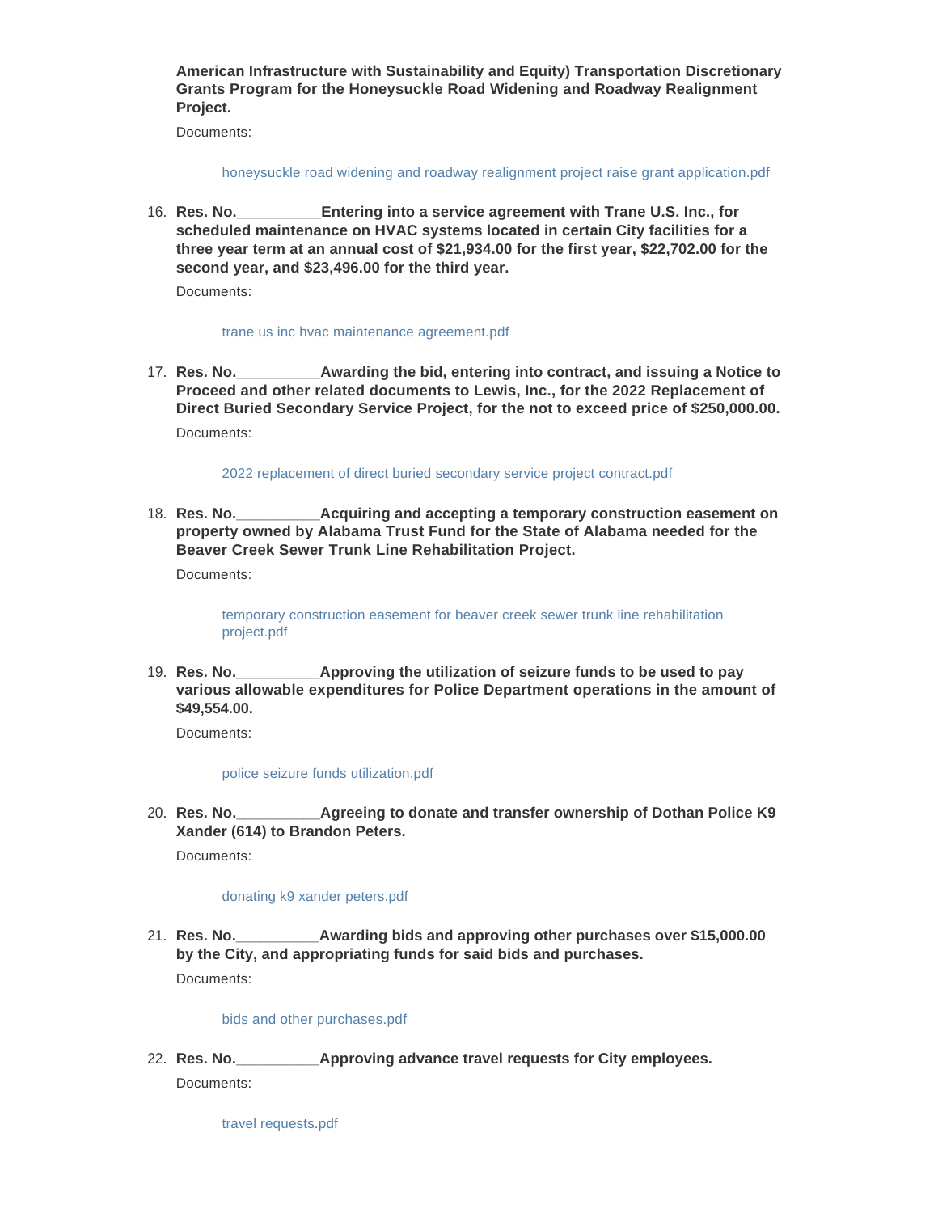**American Infrastructure with Sustainability and Equity) Transportation Discretionary Grants Program for the Honeysuckle Road Widening and Roadway Realignment Project.**

Documents:

honeysuckle road widening and roadway realignment project raise grant application.pdf

16. **Res. No.__________Entering into a service agreement with Trane U.S. Inc., for scheduled maintenance on HVAC systems located in certain City facilities for a three year term at an annual cost of $21,934.00 for the first year, $22,702.00 for the second year, and $23,496.00 for the third year.**

    Documents:

    trane us inc hvac maintenance agreement.pdf

17. **Res. No.__________Awarding the bid, entering into contract, and issuing a Notice to Proceed and other related documents to Lewis, Inc., for the 2022 Replacement of Direct Buried Secondary Service Project, for the not to exceed price of $250,000.00.**

    Documents:

    2022 replacement of direct buried secondary service project contract.pdf

18. **Res. No.__________Acquiring and accepting a temporary construction easement on property owned by Alabama Trust Fund for the State of Alabama needed for the Beaver Creek Sewer Trunk Line Rehabilitation Project.**

    Documents:

    temporary construction easement for beaver creek sewer trunk line rehabilitation project.pdf

19. **Res. No.__________Approving the utilization of seizure funds to be used to pay various allowable expenditures for Police Department operations in the amount of $49,554.00.**

    Documents:

    police seizure funds utilization.pdf

20. **Res. No.__________Agreeing to donate and transfer ownership of Dothan Police K9 Xander (614) to Brandon Peters.**

    Documents:

    donating k9 xander peters.pdf

21. **Res. No.__________Awarding bids and approving other purchases over $15,000.00 by the City, and appropriating funds for said bids and purchases.**

    Documents:

    bids and other purchases.pdf

22. **Res. No.__________Approving advance travel requests for City employees.**

    Documents:

    travel requests.pdf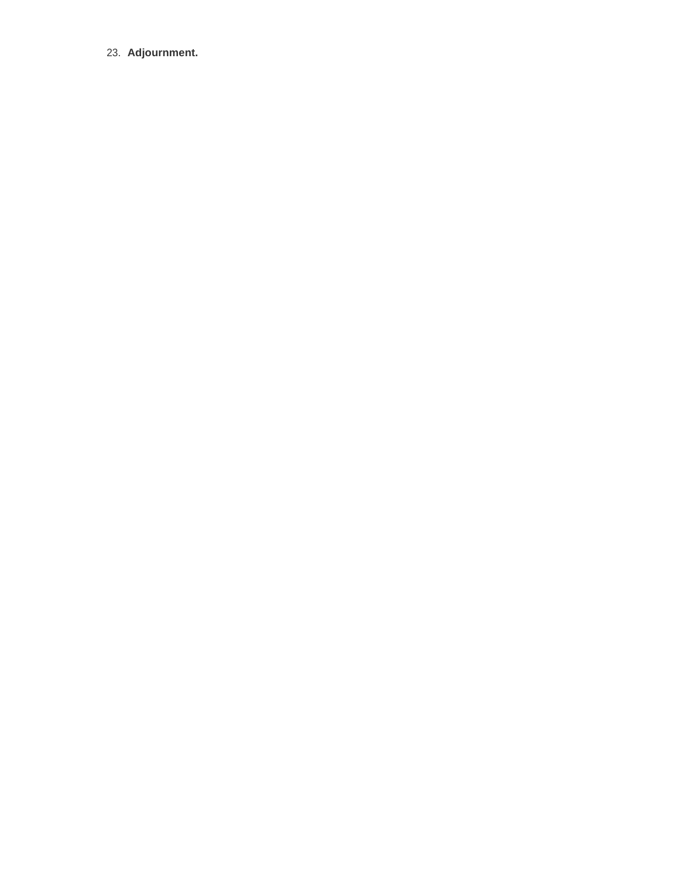23. **Adjournment.**